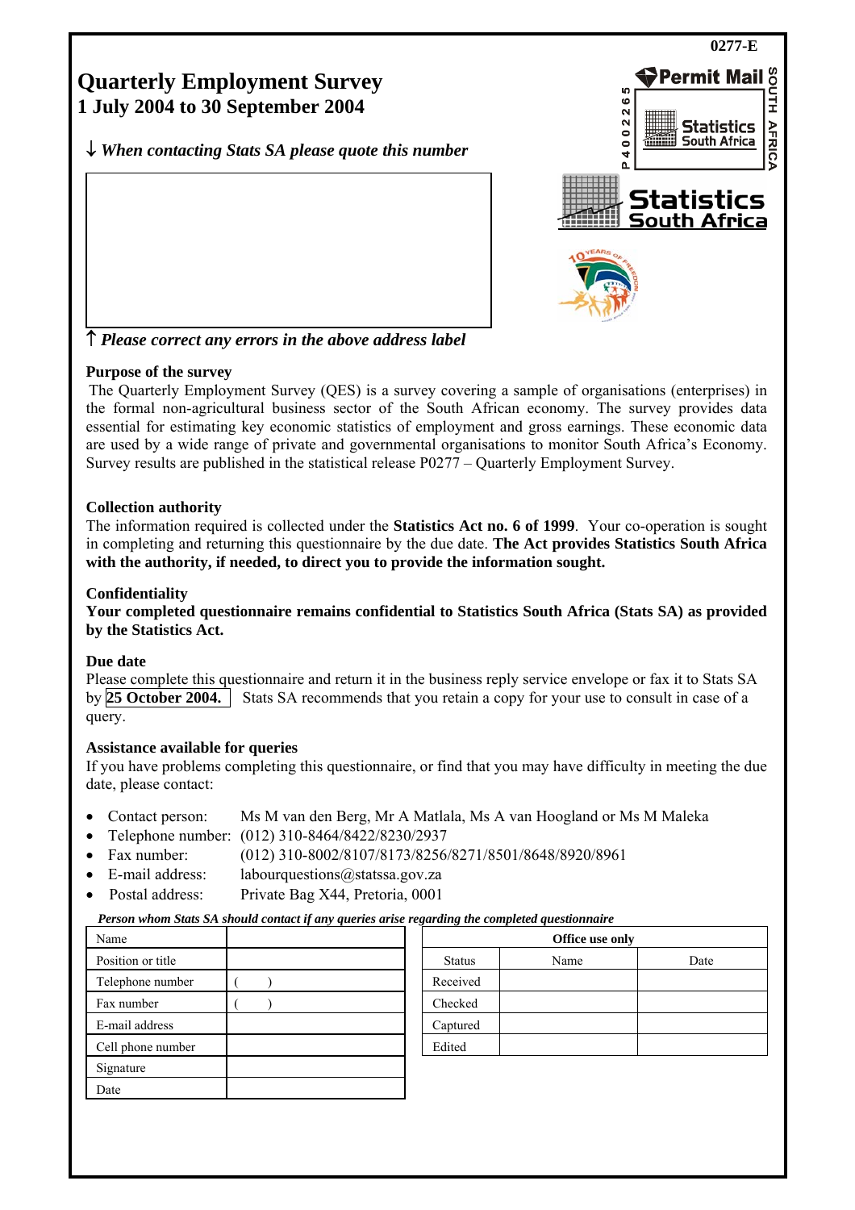0277-E

# Quarterly Employment Survey
## 1 July 2004 to 30 September 2004

↓ *When contacting Stats SA please quote this number*

↑ *Please correct any errors in the above address label*

Permit Mail
P 4 0 0 2 2 6 5
Statistics South Africa
SOUTH AFRICA

Statistics South Africa

### Purpose of the survey

The Quarterly Employment Survey (QES) is a survey covering a sample of organisations (enterprises) in the formal non-agricultural business sector of the South African economy. The survey provides data essential for estimating key economic statistics of employment and gross earnings. These economic data are used by a wide range of private and governmental organisations to monitor South Africa's Economy. Survey results are published in the statistical release P0277 – Quarterly Employment Survey.

### Collection authority

The information required is collected under the **Statistics Act no. 6 of 1999**. Your co-operation is sought in completing and returning this questionnaire by the due date. **The Act provides Statistics South Africa with the authority, if needed, to direct you to provide the information sought.**

### Confidentiality

**Your completed questionnaire remains confidential to Statistics South Africa (Stats SA) as provided by the Statistics Act.**

### Due date

Please complete this questionnaire and return it in the business reply service envelope or fax it to Stats SA by **25 October 2004.** Stats SA recommends that you retain a copy for your use to consult in case of a query.

### Assistance available for queries

If you have problems completing this questionnaire, or find that you may have difficulty in meeting the due date, please contact:

- Contact person: Ms M van den Berg, Mr A Matlala, Ms A van Hoogland or Ms M Maleka
- Telephone number: (012) 310-8464/8422/8230/2937
- Fax number: (012) 310-8002/8107/8173/8256/8271/8501/8648/8920/8961
- E-mail address: labourquestions@statssa.gov.za
- Postal address: Private Bag X44, Pretoria, 0001

***Person whom Stats SA should contact if any queries arise regarding the completed questionnaire***

| | |
|---|---|
| Name | |
| Position or title | |
| Telephone number | (      ) |
| Fax number | (      ) |
| E-mail address | |
| Cell phone number | |
| Signature | |
| Date | |

| **Office use only** | | |
|---|---|---|
| Status | Name | Date |
| Received | | |
| Checked | | |
| Captured | | |
| Edited | | |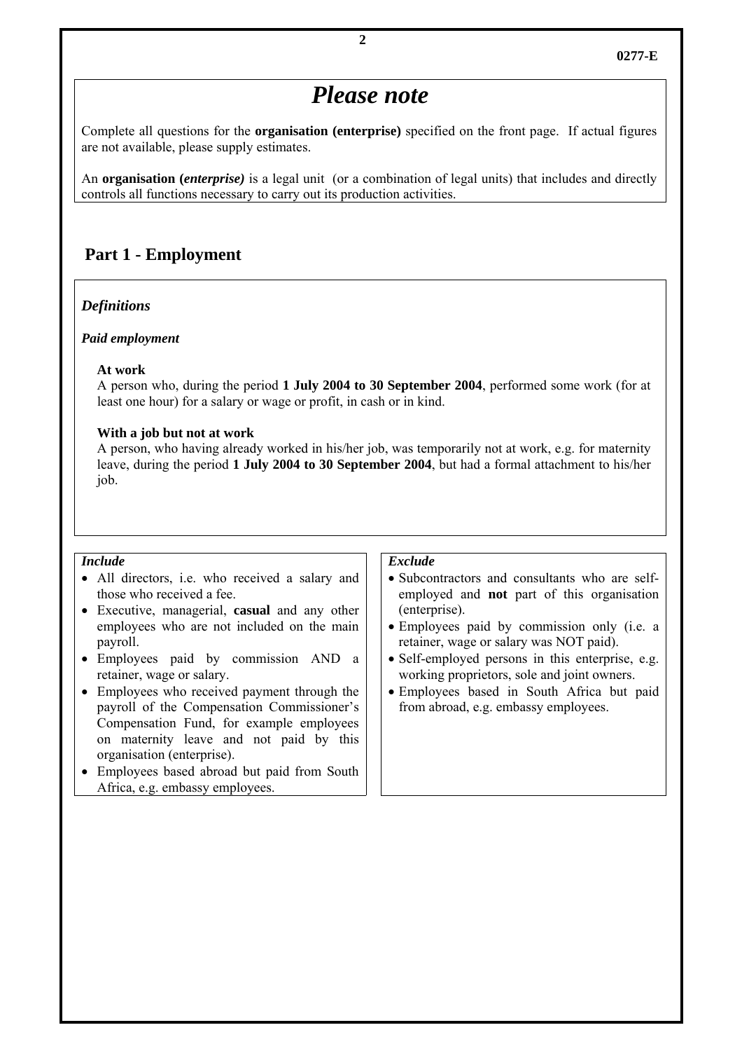# *Please note*

Complete all questions for the **organisation (enterprise)** specified on the front page. If actual figures are not available, please supply estimates.

An **organisation (*enterprise*)** is a legal unit (or a combination of legal units) that includes and directly controls all functions necessary to carry out its production activities.

## Part 1 - Employment

### *Definitions*

***Paid employment***

**At work**
A person who, during the period **1 July 2004 to 30 September 2004**, performed some work (for at least one hour) for a salary or wage or profit, in cash or in kind.

**With a job but not at work**
A person, who having already worked in his/her job, was temporarily not at work, e.g. for maternity leave, during the period **1 July 2004 to 30 September 2004**, but had a formal attachment to his/her job.

***Include***

- All directors, i.e. who received a salary and those who received a fee.
- Executive, managerial, **casual** and any other employees who are not included on the main payroll.
- Employees paid by commission AND a retainer, wage or salary.
- Employees who received payment through the payroll of the Compensation Commissioner's Compensation Fund, for example employees on maternity leave and not paid by this organisation (enterprise).
- Employees based abroad but paid from South Africa, e.g. embassy employees.

***Exclude***

- Subcontractors and consultants who are self-employed and **not** part of this organisation (enterprise).
- Employees paid by commission only (i.e. a retainer, wage or salary was NOT paid).
- Self-employed persons in this enterprise, e.g. working proprietors, sole and joint owners.
- Employees based in South Africa but paid from abroad, e.g. embassy employees.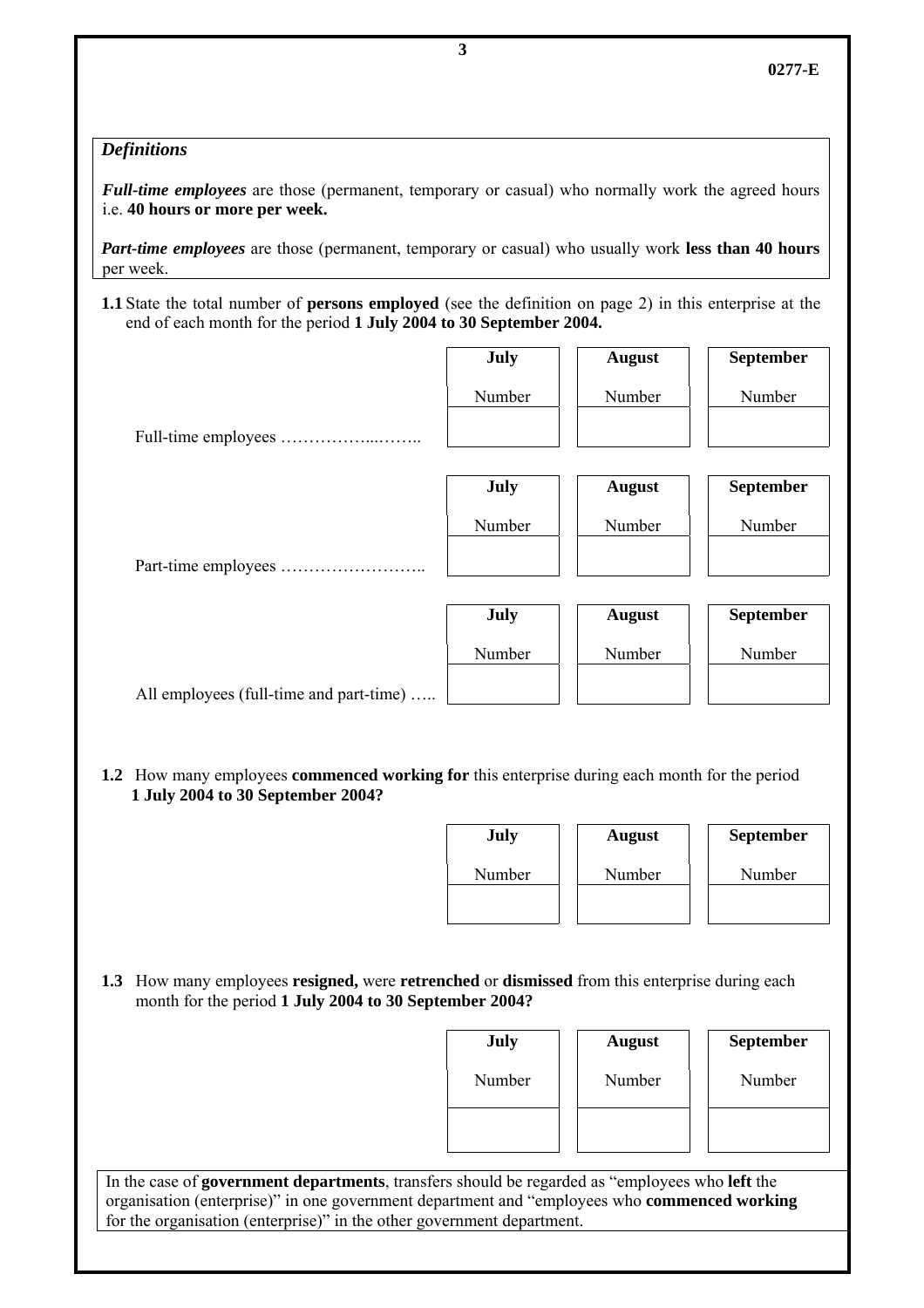*Definitions*

***Full-time employees*** are those (permanent, temporary or casual) who normally work the agreed hours i.e. **40 hours or more per week.**

***Part-time employees*** are those (permanent, temporary or casual) who usually work **less than 40 hours** per week.

**1.1** State the total number of **persons employed** (see the definition on page 2) in this enterprise at the end of each month for the period **1 July 2004 to 30 September 2004.**

| | **July** | **August** | **September** |
|---|---|---|---|
| | Number | Number | Number |
| Full-time employees ……………...…….. | | | |
| Part-time employees …………………….. | | | |
| All employees (full-time and part-time) ….. | | | |

**1.2** How many employees **commenced working for** this enterprise during each month for the period **1 July 2004 to 30 September 2004?**

| **July** | **August** | **September** |
|---|---|---|
| Number | Number | Number |
| | | |

**1.3** How many employees **resigned,** were **retrenched** or **dismissed** from this enterprise during each month for the period **1 July 2004 to 30 September 2004?**

| **July** | **August** | **September** |
|---|---|---|
| Number | Number | Number |
| | | |

In the case of **government departments**, transfers should be regarded as "employees who **left** the organisation (enterprise)" in one government department and "employees who **commenced working** for the organisation (enterprise)" in the other government department.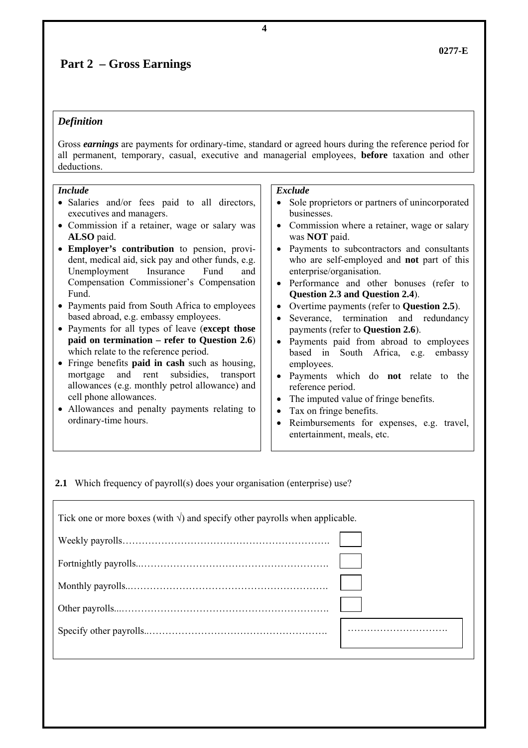0277-E

## Part 2 – Gross Earnings

### *Definition*

Gross ***earnings*** are payments for ordinary-time, standard or agreed hours during the reference period for all permanent, temporary, casual, executive and managerial employees, **before** taxation and other deductions.

***Include***

- Salaries and/or fees paid to all directors, executives and managers.
- Commission if a retainer, wage or salary was **ALSO** paid.
- **Employer's contribution** to pension, provident, medical aid, sick pay and other funds, e.g. Unemployment Insurance Fund and Compensation Commissioner's Compensation Fund.
- Payments paid from South Africa to employees based abroad, e.g. embassy employees.
- Payments for all types of leave (**except those paid on termination – refer to Question 2.6**) which relate to the reference period.
- Fringe benefits **paid in cash** such as housing, mortgage and rent subsidies, transport allowances (e.g. monthly petrol allowance) and cell phone allowances.
- Allowances and penalty payments relating to ordinary-time hours.

***Exclude***

- Sole proprietors or partners of unincorporated businesses.
- Commission where a retainer, wage or salary was **NOT** paid.
- Payments to subcontractors and consultants who are self-employed and **not** part of this enterprise/organisation.
- Performance and other bonuses (refer to **Question 2.3 and Question 2.4**).
- Overtime payments (refer to **Question 2.5**).
- Severance, termination and redundancy payments (refer to **Question 2.6**).
- Payments paid from abroad to employees based in South Africa, e.g. embassy employees.
- Payments which do **not** relate to the reference period.
- The imputed value of fringe benefits.
- Tax on fringe benefits.
- Reimbursements for expenses, e.g. travel, entertainment, meals, etc.

**2.1** Which frequency of payroll(s) does your organisation (enterprise) use?

Tick one or more boxes (with √) and specify other payrolls when applicable.

| | |
|---|---|
| Weekly payrolls………………………………………………………. | ☐ |
| Fortnightly payrolls..…………………………………………………. | ☐ |
| Monthly payrolls..……………………………………………………. | ☐ |
| Other payrolls...………………………………………………………. | ☐ |
| Specify other payrolls..………………………………………………. | …………………………. |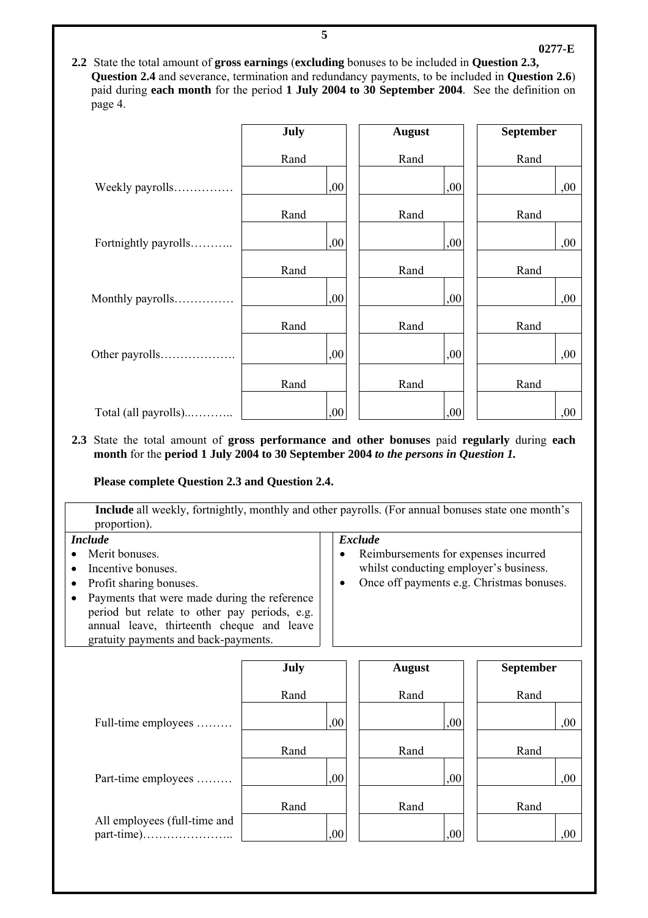**2.2** State the total amount of **gross earnings** (**excluding** bonuses to be included in **Question 2.3, Question 2.4** and severance, termination and redundancy payments, to be included in **Question 2.6**) paid during **each month** for the period **1 July 2004 to 30 September 2004**. See the definition on page 4.

| | July | August | September |
|---|---|---|---|
| | Rand | Rand | Rand |
| Weekly payrolls…………… | ,00 | ,00 | ,00 |
| | Rand | Rand | Rand |
| Fortnightly payrolls……….. | ,00 | ,00 | ,00 |
| | Rand | Rand | Rand |
| Monthly payrolls…………… | ,00 | ,00 | ,00 |
| | Rand | Rand | Rand |
| Other payrolls………………. | ,00 | ,00 | ,00 |
| | Rand | Rand | Rand |
| Total (all payrolls)..……….. | ,00 | ,00 | ,00 |

**2.3** State the total amount of **gross performance and other bonuses** paid **regularly** during **each month** for the **period 1 July 2004 to 30 September 2004** ***to the persons in Question 1.***

**Please complete Question 2.3 and Question 2.4.**

**Include** all weekly, fortnightly, monthly and other payrolls. (For annual bonuses state one month's proportion).

| ***Include*** | ***Exclude*** |
|---|---|
| • Merit bonuses.<br>• Incentive bonuses.<br>• Profit sharing bonuses.<br>• Payments that were made during the reference period but relate to other pay periods, e.g. annual leave, thirteenth cheque and leave gratuity payments and back-payments. | • Reimbursements for expenses incurred whilst conducting employer's business.<br>• Once off payments e.g. Christmas bonuses. |

| | July | August | September |
|---|---|---|---|
| | Rand | Rand | Rand |
| Full-time employees ……… | ,00 | ,00 | ,00 |
| | Rand | Rand | Rand |
| Part-time employees ……… | ,00 | ,00 | ,00 |
| | Rand | Rand | Rand |
| All employees (full-time and part-time)………………….. | ,00 | ,00 | ,00 |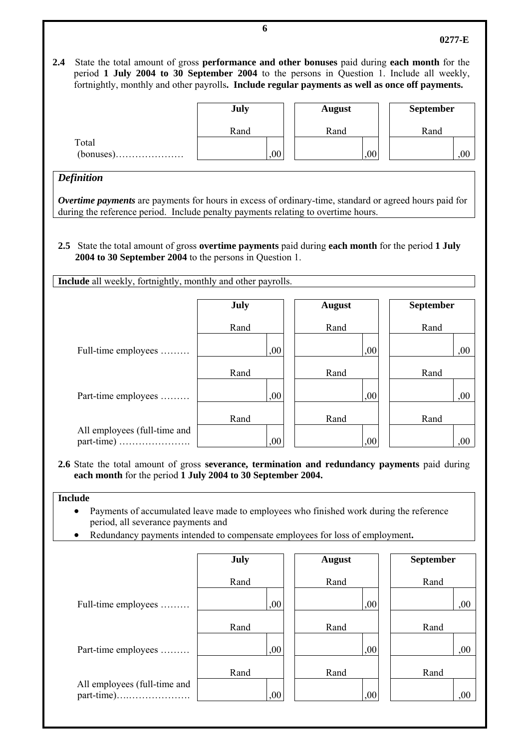**2.4** State the total amount of gross **performance and other bonuses** paid during **each month** for the period **1 July 2004 to 30 September 2004** to the persons in Question 1. Include all weekly, fortnightly, monthly and other payrolls**. Include regular payments as well as once off payments.**

| | July | August | September |
|---|---|---|---|
| | Rand | Rand | Rand |
| Total (bonuses)………………… | ,00 | ,00 | ,00 |

> ***Definition***
>
> ***Overtime payments*** are payments for hours in excess of ordinary-time, standard or agreed hours paid for during the reference period. Include penalty payments relating to overtime hours.

**2.5** State the total amount of gross **overtime payments** paid during **each month** for the period **1 July 2004 to 30 September 2004** to the persons in Question 1.

**Include** all weekly, fortnightly, monthly and other payrolls.

| | July | August | September |
|---|---|---|---|
| | Rand | Rand | Rand |
| Full-time employees ……… | ,00 | ,00 | ,00 |
| | Rand | Rand | Rand |
| Part-time employees ……… | ,00 | ,00 | ,00 |
| | Rand | Rand | Rand |
| All employees (full-time and part-time) …………………. | ,00 | ,00 | ,00 |

**2.6** State the total amount of gross **severance, termination and redundancy payments** paid during **each month** for the period **1 July 2004 to 30 September 2004.**

**Include**
- Payments of accumulated leave made to employees who finished work during the reference period, all severance payments and
- Redundancy payments intended to compensate employees for loss of employment**.**

| | July | August | September |
|---|---|---|---|
| | Rand | Rand | Rand |
| Full-time employees ……… | ,00 | ,00 | ,00 |
| | Rand | Rand | Rand |
| Part-time employees ……… | ,00 | ,00 | ,00 |
| | Rand | Rand | Rand |
| All employees (full-time and part-time)…………………. | ,00 | ,00 | ,00 |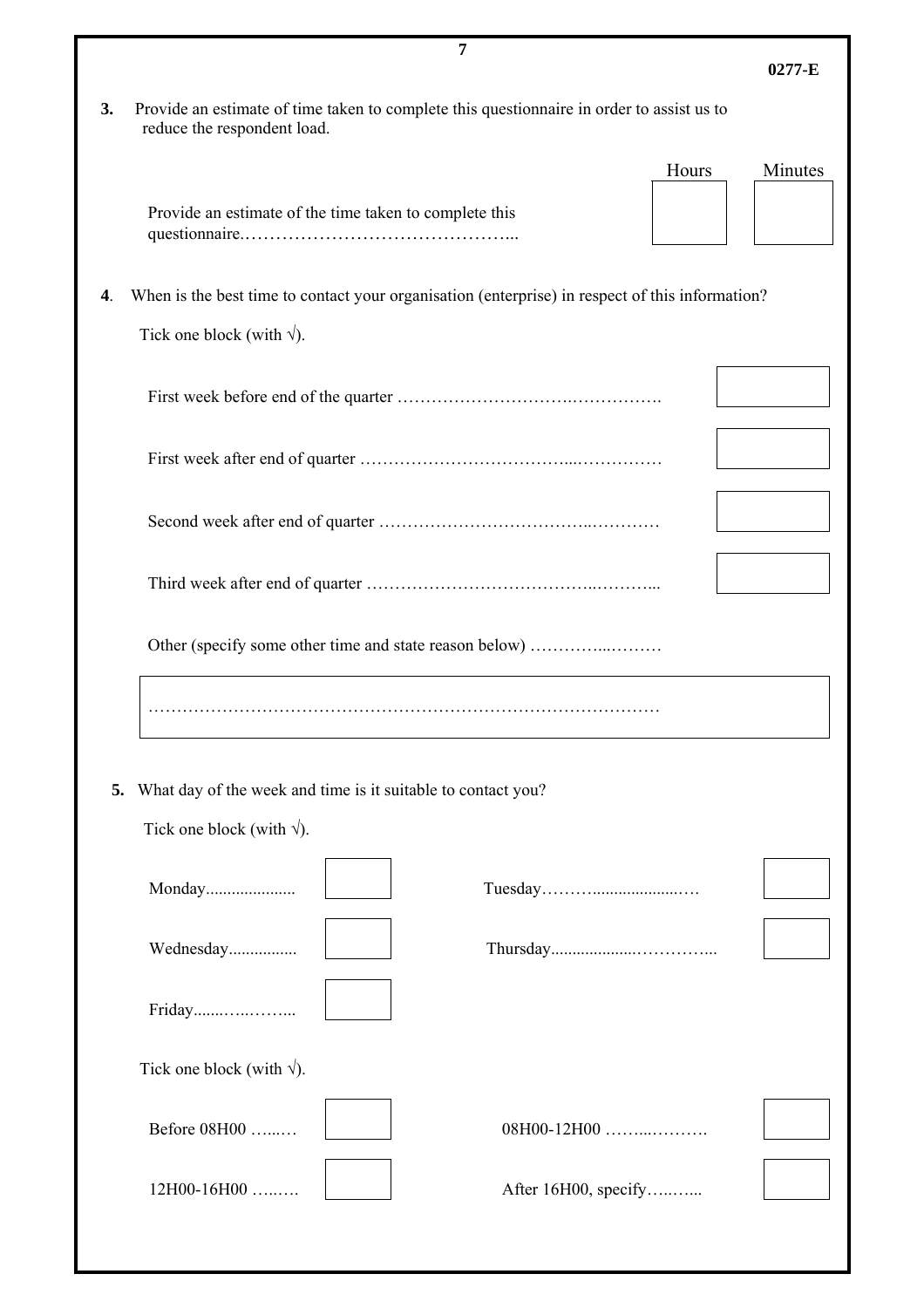**3.** Provide an estimate of time taken to complete this questionnaire in order to assist us to reduce the respondent load.

| | Hours | Minutes |
|---|---|---|
| Provide an estimate of the time taken to complete this questionnaire.……………………………………... | | |

**4**. When is the best time to contact your organisation (enterprise) in respect of this information?

Tick one block (with √).

| | |
|---|---|
| First week before end of the quarter ……………………….……………. | |
| First week after end of quarter ……………………………...…………… | |
| Second week after end of quarter ……………………………..………… | |
| Third week after end of quarter …………………………………..………... | |
| Other (specify some other time and state reason below) …………...……… | |

……………………………………………………………………………………

**5.** What day of the week and time is it suitable to contact you?

Tick one block (with √).

| | | | |
|---|---|---|---|
| Monday..................... | | Tuesday………...................…. | |
| Wednesday................ | | Thursday..................…………... | |
| Friday.......…..……... | | | |

Tick one block (with √).

| | | | |
|---|---|---|---|
| Before 08H00 …...… | | 08H00-12H00 ……...………. | |
| 12H00-16H00 …..…. | | After 16H00, specify…..…... | |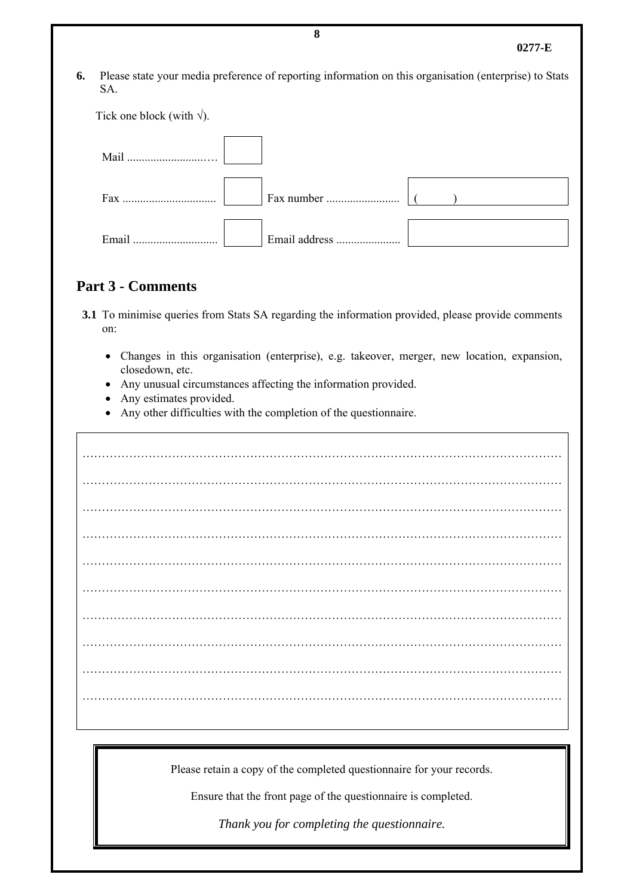6. Please state your media preference of reporting information on this organisation (enterprise) to Stats SA.

Tick one block (with √).

| | | | |
|---|---|---|---|
| Mail ............................ | | | |
| Fax ................................ | | Fax number ......................... | (   ) |
| Email ............................. | | Email address ...................... | |

## Part 3 - Comments

**3.1** To minimise queries from Stats SA regarding the information provided, please provide comments on:

- Changes in this organisation (enterprise), e.g. takeover, merger, new location, expansion, closedown, etc.
- Any unusual circumstances affecting the information provided.
- Any estimates provided.
- Any other difficulties with the completion of the questionnaire.

…………………………………………………………………………………………………………

…………………………………………………………………………………………………………

…………………………………………………………………………………………………………

…………………………………………………………………………………………………………

…………………………………………………………………………………………………………

…………………………………………………………………………………………………………

…………………………………………………………………………………………………………

…………………………………………………………………………………………………………

…………………………………………………………………………………………………………

…………………………………………………………………………………………………………

Please retain a copy of the completed questionnaire for your records.

Ensure that the front page of the questionnaire is completed.

*Thank you for completing the questionnaire.*